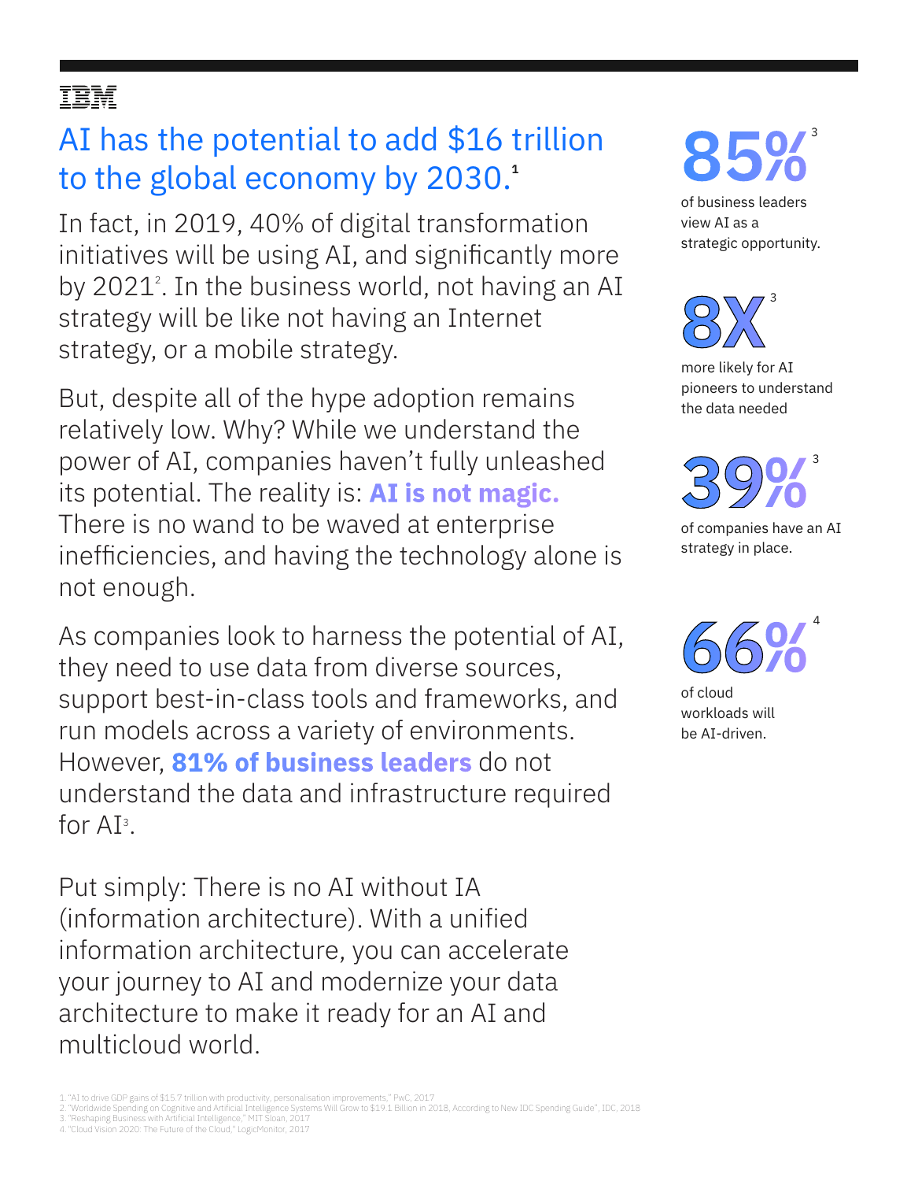IBM

# AI has the potential to add $16 trillion to the global economy by 2030.[1]

In fact, in 2019, 40% of digital transformation initiatives will be using AI, and significantly more by 2021[2]. In the business world, not having an AI strategy will be like not having an Internet strategy, or a mobile strategy.

But, despite all of the hype adoption remains relatively low. Why? While we understand the power of AI, companies haven't fully unleashed its potential. The reality is: **AI is not magic.** There is no wand to be waved at enterprise inefficiencies, and having the technology alone is not enough.

As companies look to harness the potential of AI, they need to use data from diverse sources, support best-in-class tools and frameworks, and run models across a variety of environments. However, **81% of business leaders** do not understand the data and infrastructure required for AI[3].

Put simply: There is no AI without IA (information architecture). With a unified information architecture, you can accelerate your journey to AI and modernize your data architecture to make it ready for an AI and multicloud world.

**85%**[3] of business leaders view AI as a strategic opportunity.

**8X**[3] more likely for AI pioneers to understand the data needed

**39%**[3] of companies have an AI strategy in place.

**66%**[4] of cloud workloads will be AI-driven.

1. "AI to drive GDP gains of $15.7 trillion with productivity, personalisation improvements," PwC, 2017
2. "Worldwide Spending on Cognitive and Artificial Intelligence Systems Will Grow to $19.1 Billion in 2018, According to New IDC Spending Guide", IDC, 2018
3. "Reshaping Business with Artificial Intelligence," MIT Sloan, 2017
4. "Cloud Vision 2020: The Future of the Cloud," LogicMonitor, 2017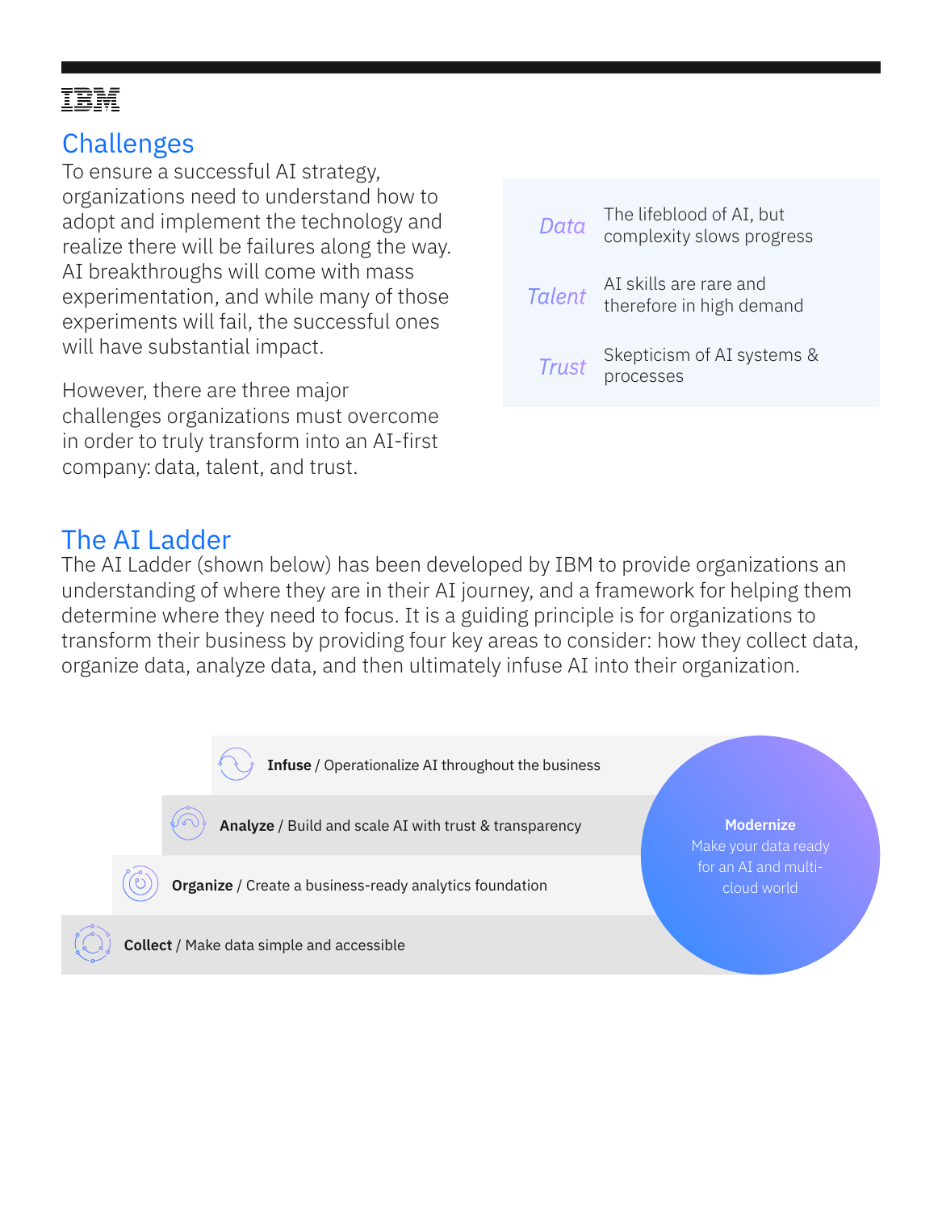## Challenges

To ensure a successful AI strategy, organizations need to understand how to adopt and implement the technology and realize there will be failures along the way. AI breakthroughs will come with mass experimentation, and while many of those experiments will fail, the successful ones will have substantial impact.

However, there are three major challenges organizations must overcome in order to truly transform into an AI-first company: data, talent, and trust.

| | |
|---|---|
| *Data* | The lifeblood of AI, but complexity slows progress |
| *Talent* | AI skills are rare and therefore in high demand |
| *Trust* | Skepticism of AI systems & processes |

## The AI Ladder

The AI Ladder (shown below) has been developed by IBM to provide organizations an understanding of where they are in their AI journey, and a framework for helping them determine where they need to focus. It is a guiding principle is for organizations to transform their business by providing four key areas to consider: how they collect data, organize data, analyze data, and then ultimately infuse AI into their organization.

- **Infuse** / Operationalize AI throughout the business
- **Analyze** / Build and scale AI with trust & transparency
- **Organize** / Create a business-ready analytics foundation
- **Collect** / Make data simple and accessible

**Modernize**
Make your data ready for an AI and multi-cloud world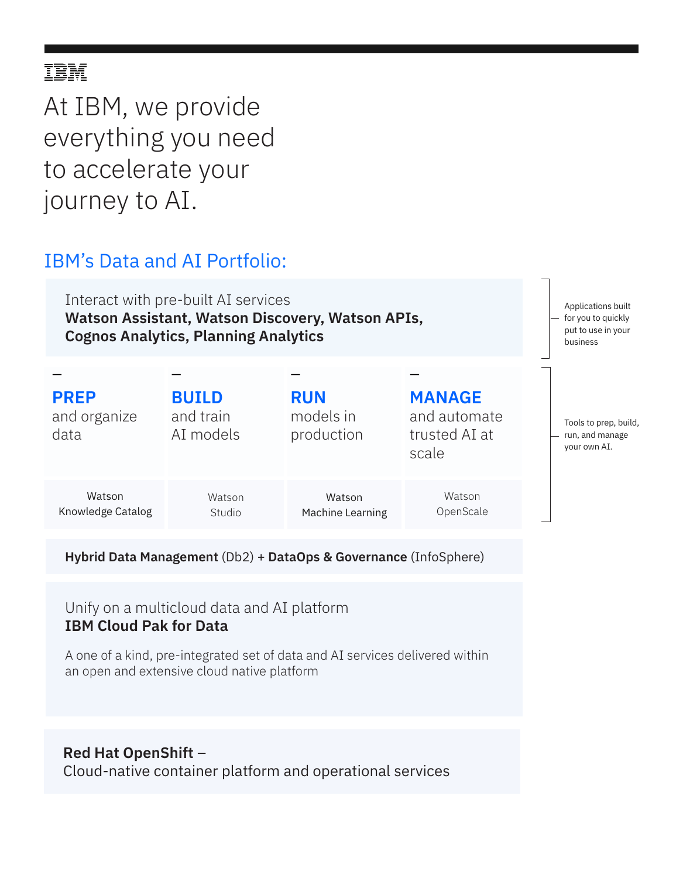IBM

# At IBM, we provide everything you need to accelerate your journey to AI.

## IBM's Data and AI Portfolio:

Interact with pre-built AI services
**Watson Assistant, Watson Discovery, Watson APIs, Cognos Analytics, Planning Analytics**

Applications built for you to quickly put to use in your business

| **PREP** and organize data | **BUILD** and train AI models | **RUN** models in production | **MANAGE** and automate trusted AI at scale |
| --- | --- | --- | --- |
| Watson Knowledge Catalog | Watson Studio | Watson Machine Learning | Watson OpenScale |

Tools to prep, build, run, and manage your own AI.

**Hybrid Data Management** (Db2) + **DataOps & Governance** (InfoSphere)

Unify on a multicloud data and AI platform
**IBM Cloud Pak for Data**

A one of a kind, pre-integrated set of data and AI services delivered within an open and extensive cloud native platform

**Red Hat OpenShift** –
Cloud-native container platform and operational services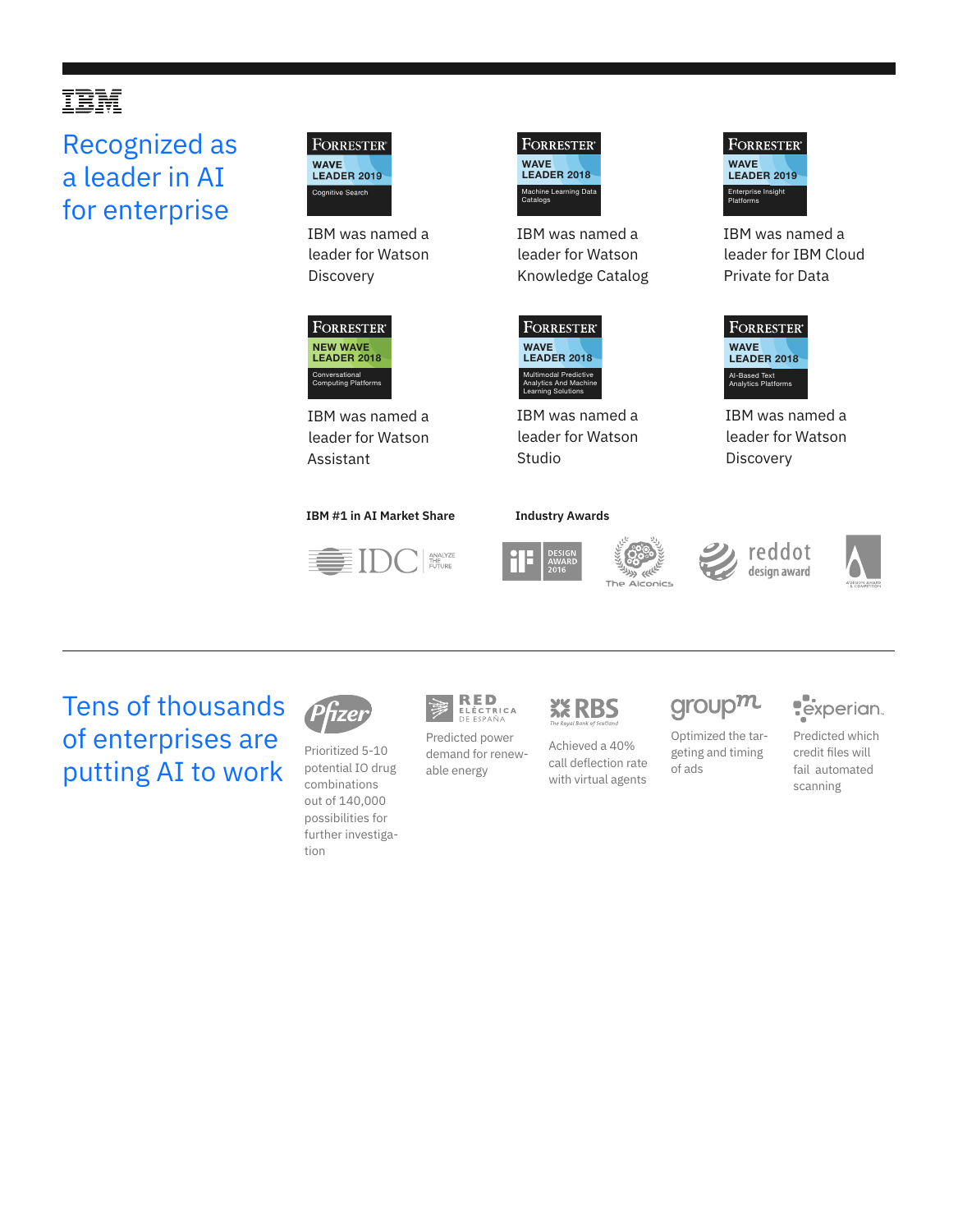IBM

# Recognized as a leader in AI for enterprise

FORRESTER WAVE LEADER 2019 Cognitive Search

IBM was named a leader for Watson Discovery

FORRESTER WAVE LEADER 2018 Machine Learning Data Catalogs

IBM was named a leader for Watson Knowledge Catalog

FORRESTER WAVE LEADER 2019 Enterprise Insight Platforms

IBM was named a leader for IBM Cloud Private for Data

FORRESTER NEW WAVE LEADER 2018 Conversational Computing Platforms

IBM was named a leader for Watson Assistant

FORRESTER WAVE LEADER 2018 Multimodal Predictive Analytics And Machine Learning Solutions

IBM was named a leader for Watson Studio

FORRESTER WAVE LEADER 2018 AI-Based Text Analytics Platforms

IBM was named a leader for Watson Discovery

**IBM #1 in AI Market Share**

IDC ANALYZE THE FUTURE

**Industry Awards**

iF DESIGN AWARD 2016

The Alconics

reddot design award

A' DESIGN AWARD & COMPETITION

# Tens of thousands of enterprises are putting AI to work

**Pfizer**

Prioritized 5-10 potential IO drug combinations out of 140,000 possibilities for further investigation

**RED ELÉCTRICA DE ESPAÑA**

Predicted power demand for renewable energy

**RBS** The Royal Bank of Scotland

Achieved a 40% call deflection rate with virtual agents

**groupm**

Optimized the targeting and timing of ads

**experian**

Predicted which credit files will fail automated scanning